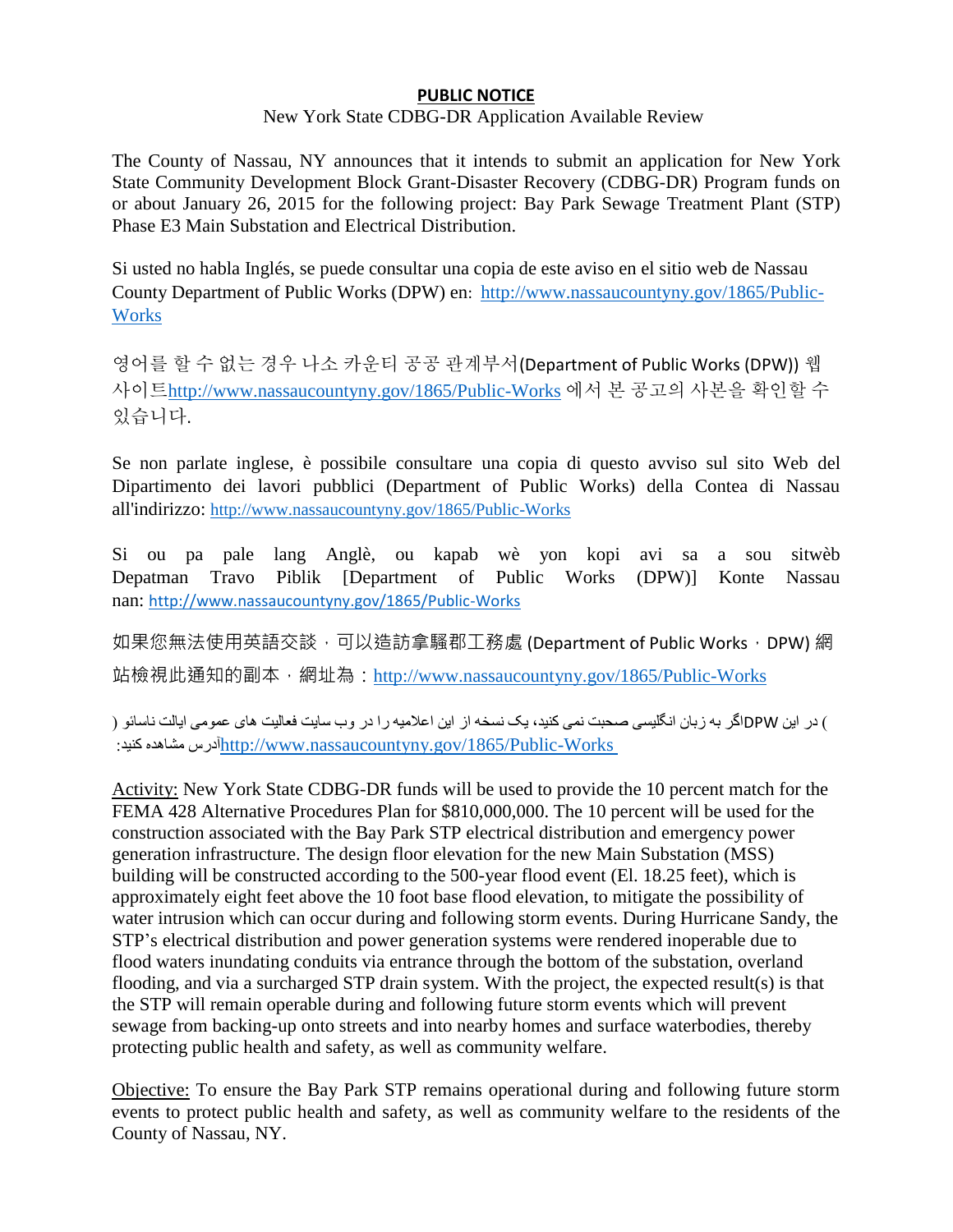**PUBLIC NOTICE**

New York State CDBG-DR Application Available Review

The County of Nassau, NY announces that it intends to submit an application for New York State Community Development Block Grant-Disaster Recovery (CDBG-DR) Program funds on or about January 26, 2015 for the following project: Bay Park Sewage Treatment Plant (STP) Phase E3 Main Substation and Electrical Distribution.

Si usted no habla Inglés, se puede consultar una copia de este aviso en el sitio web de Nassau County Department of Public Works (DPW) en: http://www.nassaucountyny.gov/1865/Public-Works

영어를 할 수 없는 경우 나소 카운티 공공 관계부서(Department of Public Works (DPW)) 웹 사이트http://www.nassaucountyny.gov/1865/Public-Works 에서 본 공고의 사본을 확인할 수 있습니다.

Se non parlate inglese, è possibile consultare una copia di questo avviso sul sito Web del Dipartimento dei lavori pubblici (Department of Public Works) della Contea di Nassau all'indirizzo: http://www.nassaucountyny.gov/1865/Public-Works

Si ou pa pale lang Anglè, ou kapab wè yon kopi avi sa a sou sitwèb Depatman Travo Piblik [Department of Public Works (DPW)] Konte Nassau nan: http://www.nassaucountyny.gov/1865/Public-Works

如果您無法使用英語交談，可以造訪拿騷郡工務處 (Department of Public Works，DPW) 網站檢視此通知的副本，網址為：http://www.nassaucountyny.gov/1865/Public-Works

اگر به زبان انگلیسی صحبت نمی کنید، یک نسخه از این اعلامیه را در وب سایت فعالیت های عمومی ایالت ناسائو ( DPW) در این آدرس مشاهده کنید: http://www.nassaucountyny.gov/1865/Public-Works

Activity: New York State CDBG-DR funds will be used to provide the 10 percent match for the FEMA 428 Alternative Procedures Plan for $810,000,000. The 10 percent will be used for the construction associated with the Bay Park STP electrical distribution and emergency power generation infrastructure. The design floor elevation for the new Main Substation (MSS) building will be constructed according to the 500-year flood event (El. 18.25 feet), which is approximately eight feet above the 10 foot base flood elevation, to mitigate the possibility of water intrusion which can occur during and following storm events. During Hurricane Sandy, the STP's electrical distribution and power generation systems were rendered inoperable due to flood waters inundating conduits via entrance through the bottom of the substation, overland flooding, and via a surcharged STP drain system. With the project, the expected result(s) is that the STP will remain operable during and following future storm events which will prevent sewage from backing-up onto streets and into nearby homes and surface waterbodies, thereby protecting public health and safety, as well as community welfare.

Objective: To ensure the Bay Park STP remains operational during and following future storm events to protect public health and safety, as well as community welfare to the residents of the County of Nassau, NY.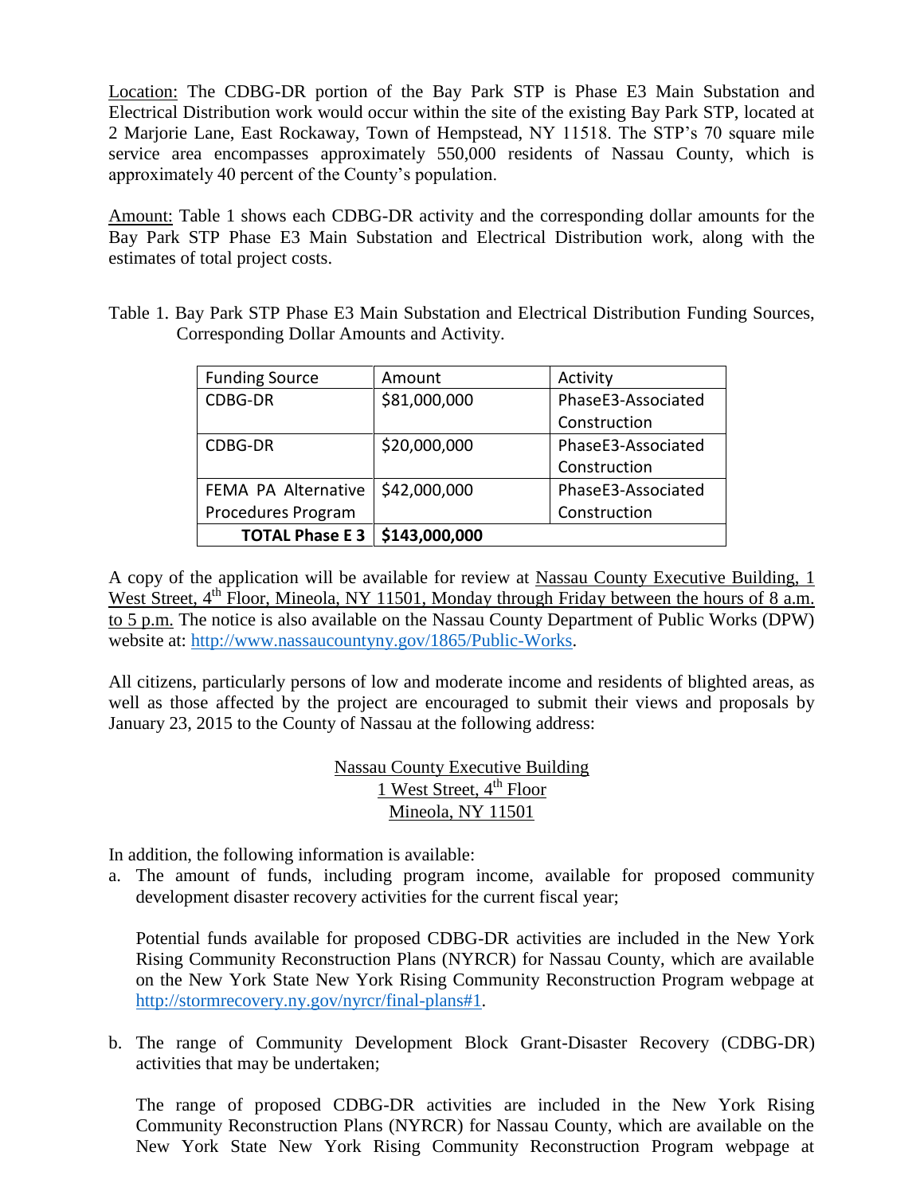Location: The CDBG-DR portion of the Bay Park STP is Phase E3 Main Substation and Electrical Distribution work would occur within the site of the existing Bay Park STP, located at 2 Marjorie Lane, East Rockaway, Town of Hempstead, NY 11518. The STP's 70 square mile service area encompasses approximately 550,000 residents of Nassau County, which is approximately 40 percent of the County's population.

Amount: Table 1 shows each CDBG-DR activity and the corresponding dollar amounts for the Bay Park STP Phase E3 Main Substation and Electrical Distribution work, along with the estimates of total project costs.

Table 1. Bay Park STP Phase E3 Main Substation and Electrical Distribution Funding Sources, Corresponding Dollar Amounts and Activity.

| Funding Source | Amount | Activity |
|---|---|---|
| CDBG-DR | $81,000,000 | PhaseE3-Associated Construction |
| CDBG-DR | $20,000,000 | PhaseE3-Associated Construction |
| FEMA PA Alternative Procedures Program | $42,000,000 | PhaseE3-Associated Construction |
| **TOTAL Phase E 3** | **$143,000,000** | |

A copy of the application will be available for review at Nassau County Executive Building, 1 West Street, 4th Floor, Mineola, NY 11501, Monday through Friday between the hours of 8 a.m. to 5 p.m. The notice is also available on the Nassau County Department of Public Works (DPW) website at: http://www.nassaucountyny.gov/1865/Public-Works.

All citizens, particularly persons of low and moderate income and residents of blighted areas, as well as those affected by the project are encouraged to submit their views and proposals by January 23, 2015 to the County of Nassau at the following address:

Nassau County Executive Building
1 West Street, 4th Floor
Mineola, NY 11501

In addition, the following information is available:

a. The amount of funds, including program income, available for proposed community development disaster recovery activities for the current fiscal year;

   Potential funds available for proposed CDBG-DR activities are included in the New York Rising Community Reconstruction Plans (NYRCR) for Nassau County, which are available on the New York State New York Rising Community Reconstruction Program webpage at http://stormrecovery.ny.gov/nyrcr/final-plans#1.

b. The range of Community Development Block Grant-Disaster Recovery (CDBG-DR) activities that may be undertaken;

   The range of proposed CDBG-DR activities are included in the New York Rising Community Reconstruction Plans (NYRCR) for Nassau County, which are available on the New York State New York Rising Community Reconstruction Program webpage at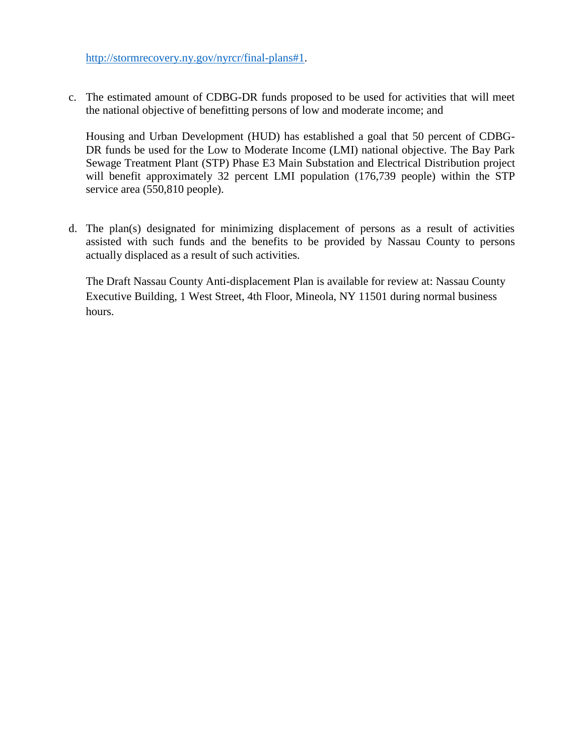http://stormrecovery.ny.gov/nyrcr/final-plans#1.

c. The estimated amount of CDBG-DR funds proposed to be used for activities that will meet the national objective of benefitting persons of low and moderate income; and

   Housing and Urban Development (HUD) has established a goal that 50 percent of CDBG-DR funds be used for the Low to Moderate Income (LMI) national objective. The Bay Park Sewage Treatment Plant (STP) Phase E3 Main Substation and Electrical Distribution project will benefit approximately 32 percent LMI population (176,739 people) within the STP service area (550,810 people).

d. The plan(s) designated for minimizing displacement of persons as a result of activities assisted with such funds and the benefits to be provided by Nassau County to persons actually displaced as a result of such activities.

   The Draft Nassau County Anti-displacement Plan is available for review at: Nassau County Executive Building, 1 West Street, 4th Floor, Mineola, NY 11501 during normal business hours.